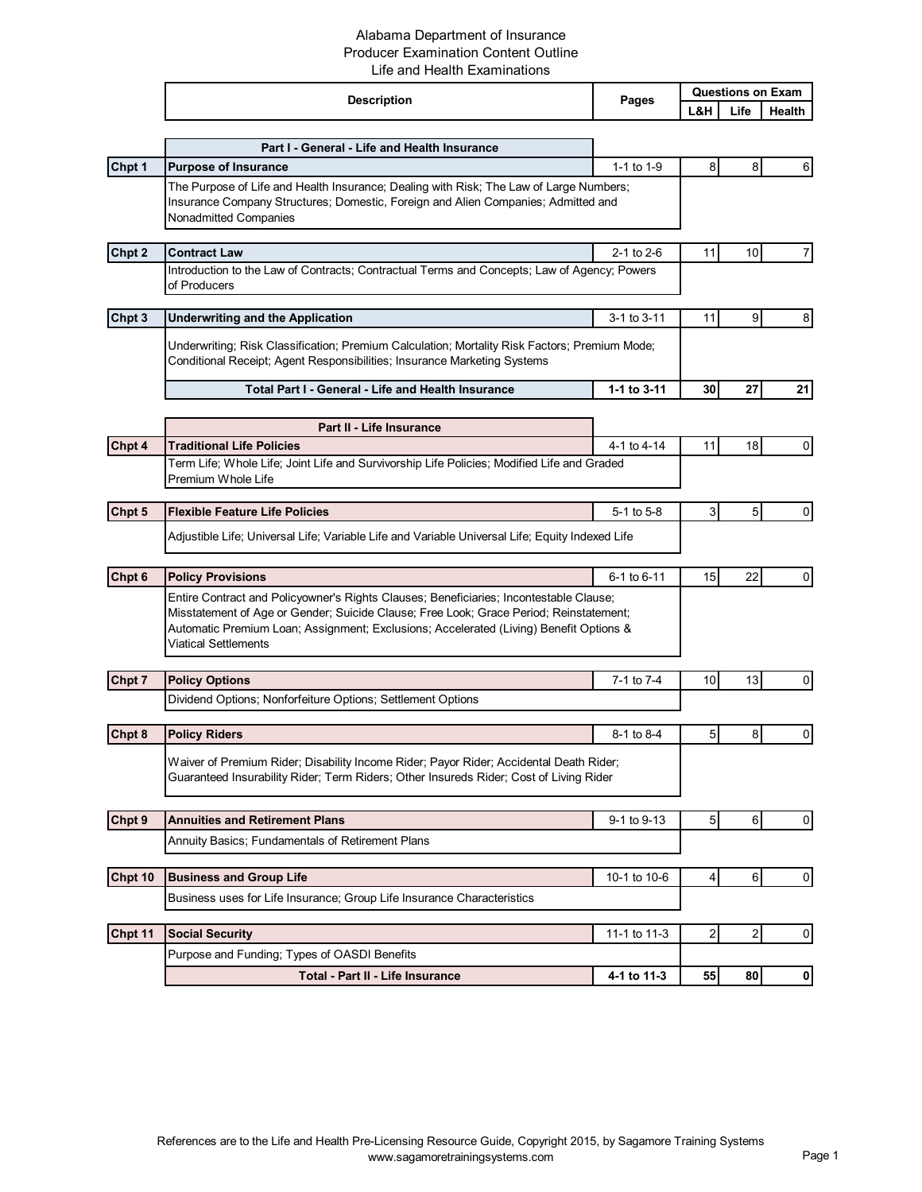# Alabama Department of Insurance
## Producer Examination Content Outline
### Life and Health Examinations

| | Description | Pages | Questions on Exam | | |
|---|---|---|---|---|---|
| | | | L&H | Life | Health |
| | **Part I - General - Life and Health Insurance** | | | | |
| **Chpt 1** | **Purpose of Insurance** | 1-1 to 1-9 | 8 | 8 | 6 |
| | The Purpose of Life and Health Insurance; Dealing with Risk; The Law of Large Numbers; Insurance Company Structures; Domestic, Foreign and Alien Companies; Admitted and Nonadmitted Companies | | | | |
| **Chpt 2** | **Contract Law** | 2-1 to 2-6 | 11 | 10 | 7 |
| | Introduction to the Law of Contracts; Contractual Terms and Concepts; Law of Agency; Powers of Producers | | | | |
| **Chpt 3** | **Underwriting and the Application** | 3-1 to 3-11 | 11 | 9 | 8 |
| | Underwriting; Risk Classification; Premium Calculation; Mortality Risk Factors; Premium Mode; Conditional Receipt; Agent Responsibilities; Insurance Marketing Systems | | | | |
| | **Total Part I - General - Life and Health Insurance** | **1-1 to 3-11** | **30** | **27** | **21** |
| | **Part II - Life Insurance** | | | | |
| **Chpt 4** | **Traditional Life Policies** | 4-1 to 4-14 | 11 | 18 | 0 |
| | Term Life; Whole Life; Joint Life and Survivorship Life Policies; Modified Life and Graded Premium Whole Life | | | | |
| **Chpt 5** | **Flexible Feature Life Policies** | 5-1 to 5-8 | 3 | 5 | 0 |
| | Adjustible Life; Universal Life; Variable Life and Variable Universal Life; Equity Indexed Life | | | | |
| **Chpt 6** | **Policy Provisions** | 6-1 to 6-11 | 15 | 22 | 0 |
| | Entire Contract and Policyowner's Rights Clauses; Beneficiaries; Incontestable Clause; Misstatement of Age or Gender; Suicide Clause; Free Look; Grace Period; Reinstatement; Automatic Premium Loan; Assignment; Exclusions; Accelerated (Living) Benefit Options & Viatical Settlements | | | | |
| **Chpt 7** | **Policy Options** | 7-1 to 7-4 | 10 | 13 | 0 |
| | Dividend Options; Nonforfeiture Options; Settlement Options | | | | |
| **Chpt 8** | **Policy Riders** | 8-1 to 8-4 | 5 | 8 | 0 |
| | Waiver of Premium Rider; Disability Income Rider; Payor Rider; Accidental Death Rider; Guaranteed Insurability Rider; Term Riders; Other Insureds Rider; Cost of Living Rider | | | | |
| **Chpt 9** | **Annuities and Retirement Plans** | 9-1 to 9-13 | 5 | 6 | 0 |
| | Annuity Basics; Fundamentals of Retirement Plans | | | | |
| **Chpt 10** | **Business and Group Life** | 10-1 to 10-6 | 4 | 6 | 0 |
| | Business uses for Life Insurance; Group Life Insurance Characteristics | | | | |
| **Chpt 11** | **Social Security** | 11-1 to 11-3 | 2 | 2 | 0 |
| | Purpose and Funding; Types of OASDI Benefits | | | | |
| | **Total - Part II - Life Insurance** | **4-1 to 11-3** | **55** | **80** | **0** |

References are to the Life and Health Pre-Licensing Resource Guide, Copyright 2015, by Sagamore Training Systems
www.sagamoretrainingsystems.com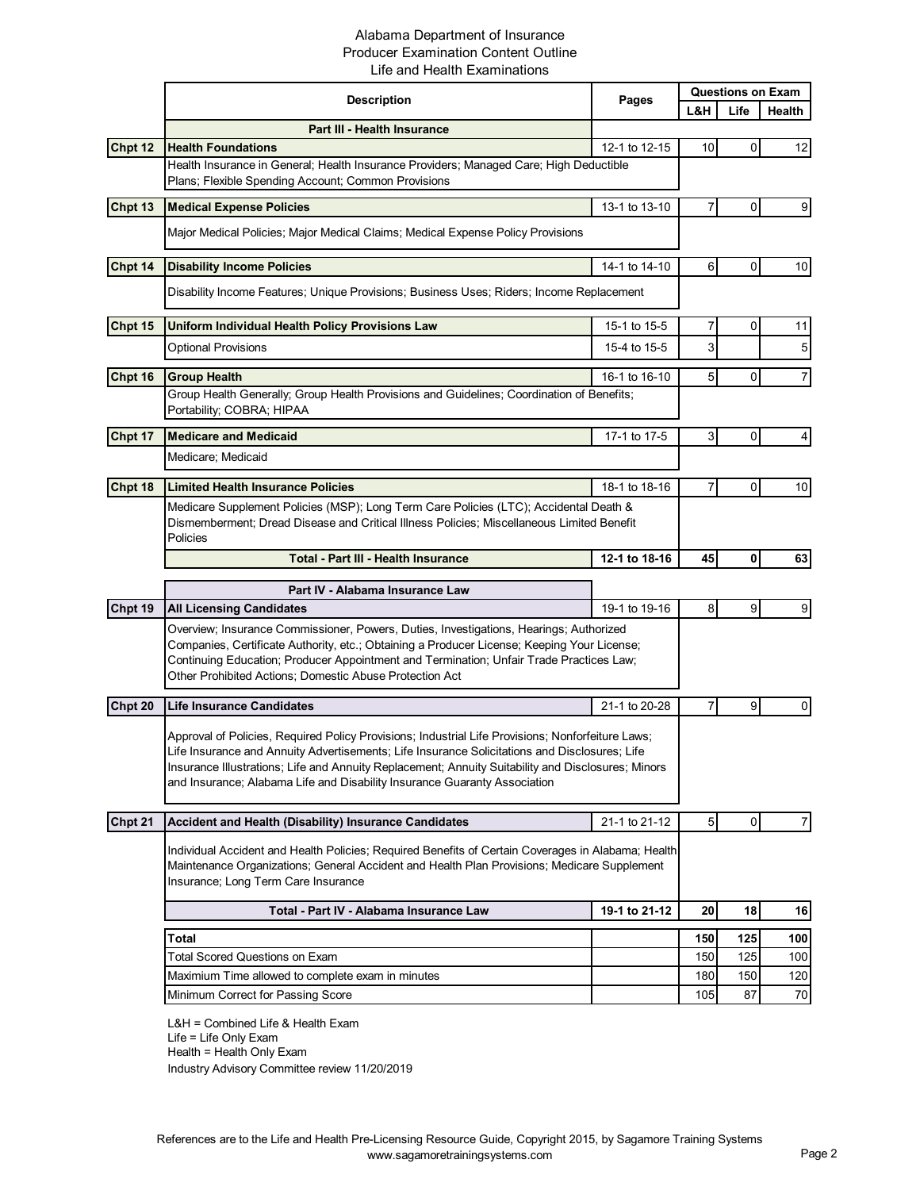Alabama Department of Insurance
Producer Examination Content Outline
Life and Health Examinations

| | Description | Pages | Questions on Exam | | |
|---|---|---|---|---|---|
| | | | L&H | Life | Health |
| | **Part III - Health Insurance** | | | | |
| **Chpt 12** | **Health Foundations** | 12-1 to 12-15 | 10 | 0 | 12 |
| | Health Insurance in General; Health Insurance Providers; Managed Care; High Deductible Plans; Flexible Spending Account; Common Provisions | | | | |
| **Chpt 13** | **Medical Expense Policies** | 13-1 to 13-10 | 7 | 0 | 9 |
| | Major Medical Policies; Major Medical Claims; Medical Expense Policy Provisions | | | | |
| **Chpt 14** | **Disability Income Policies** | 14-1 to 14-10 | 6 | 0 | 10 |
| | Disability Income Features; Unique Provisions; Business Uses; Riders; Income Replacement | | | | |
| **Chpt 15** | **Uniform Individual Health Policy Provisions Law** | 15-1 to 15-5 | 7 | 0 | 11 |
| | Optional Provisions | 15-4 to 15-5 | 3 | | 5 |
| **Chpt 16** | **Group Health** | 16-1 to 16-10 | 5 | 0 | 7 |
| | Group Health Generally; Group Health Provisions and Guidelines; Coordination of Benefits; Portability; COBRA; HIPAA | | | | |
| **Chpt 17** | **Medicare and Medicaid** | 17-1 to 17-5 | 3 | 0 | 4 |
| | Medicare; Medicaid | | | | |
| **Chpt 18** | **Limited Health Insurance Policies** | 18-1 to 18-16 | 7 | 0 | 10 |
| | Medicare Supplement Policies (MSP); Long Term Care Policies (LTC); Accidental Death & Dismemberment; Dread Disease and Critical Illness Policies; Miscellaneous Limited Benefit Policies | | | | |
| | **Total - Part III - Health Insurance** | **12-1 to 18-16** | **45** | **0** | **63** |
| | **Part IV - Alabama Insurance Law** | | | | |
| **Chpt 19** | **All Licensing Candidates** | 19-1 to 19-16 | 8 | 9 | 9 |
| | Overview; Insurance Commissioner, Powers, Duties, Investigations, Hearings; Authorized Companies, Certificate Authority, etc.; Obtaining a Producer License; Keeping Your License; Continuing Education; Producer Appointment and Termination; Unfair Trade Practices Law; Other Prohibited Actions; Domestic Abuse Protection Act | | | | |
| **Chpt 20** | **Life Insurance Candidates** | 21-1 to 20-28 | 7 | 9 | 0 |
| | Approval of Policies, Required Policy Provisions; Industrial Life Provisions; Nonforfeiture Laws; Life Insurance and Annuity Advertisements; Life Insurance Solicitations and Disclosures; Life Insurance Illustrations; Life and Annuity Replacement; Annuity Suitability and Disclosures; Minors and Insurance; Alabama Life and Disability Insurance Guaranty Association | | | | |
| **Chpt 21** | **Accident and Health (Disability) Insurance Candidates** | 21-1 to 21-12 | 5 | 0 | 7 |
| | Individual Accident and Health Policies; Required Benefits of Certain Coverages in Alabama; Health Maintenance Organizations; General Accident and Health Plan Provisions; Medicare Supplement Insurance; Long Term Care Insurance | | | | |
| | **Total - Part IV - Alabama Insurance Law** | **19-1 to 21-12** | **20** | **18** | **16** |
| | **Total** | | **150** | **125** | **100** |
| | Total Scored Questions on Exam | | 150 | 125 | 100 |
| | Maximium Time allowed to complete exam in minutes | | 180 | 150 | 120 |
| | Minimum Correct for Passing Score | | 105 | 87 | 70 |

L&H = Combined Life & Health Exam
Life = Life Only Exam
Health = Health Only Exam
Industry Advisory Committee review 11/20/2019

References are to the Life and Health Pre-Licensing Resource Guide, Copyright 2015, by Sagamore Training Systems
www.sagamoretrainingsystems.com